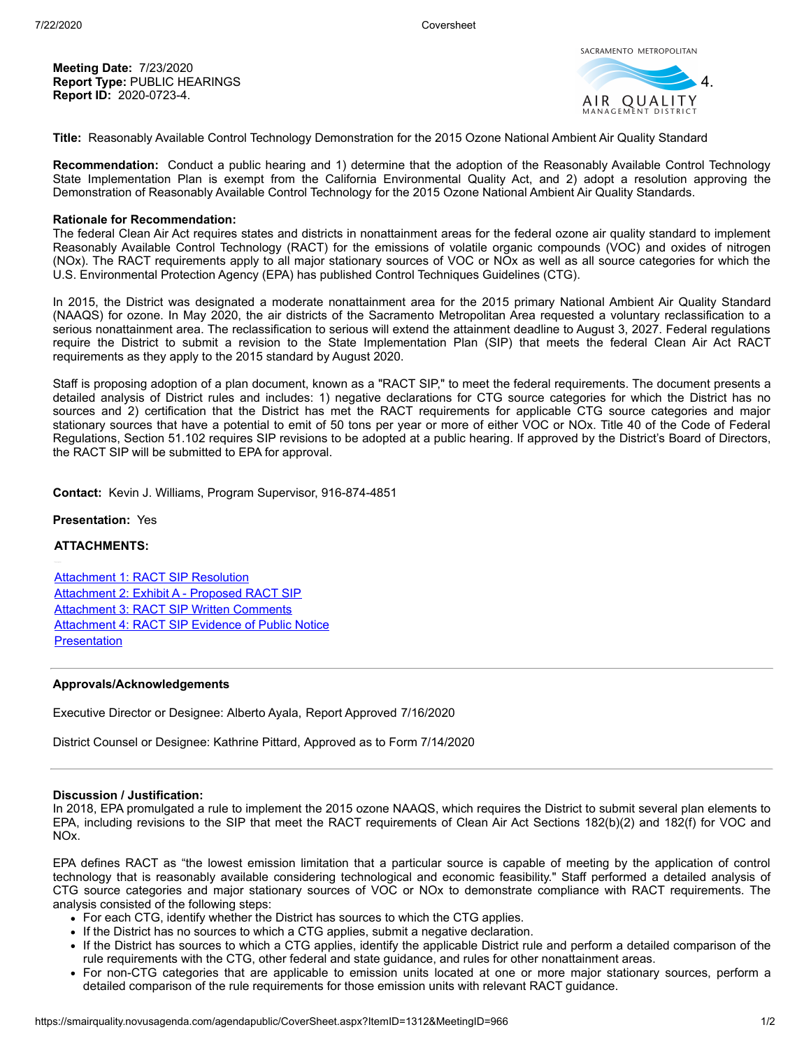**Meeting Date:** 7/23/2020
**Report Type:** PUBLIC HEARINGS
**Report ID:** 2020-0723-4.

4.

**Title:** Reasonably Available Control Technology Demonstration for the 2015 Ozone National Ambient Air Quality Standard

**Recommendation:** Conduct a public hearing and 1) determine that the adoption of the Reasonably Available Control Technology State Implementation Plan is exempt from the California Environmental Quality Act, and 2) adopt a resolution approving the Demonstration of Reasonably Available Control Technology for the 2015 Ozone National Ambient Air Quality Standards.

**Rationale for Recommendation:**
The federal Clean Air Act requires states and districts in nonattainment areas for the federal ozone air quality standard to implement Reasonably Available Control Technology (RACT) for the emissions of volatile organic compounds (VOC) and oxides of nitrogen (NOx). The RACT requirements apply to all major stationary sources of VOC or NOx as well as all source categories for which the U.S. Environmental Protection Agency (EPA) has published Control Techniques Guidelines (CTG).

In 2015, the District was designated a moderate nonattainment area for the 2015 primary National Ambient Air Quality Standard (NAAQS) for ozone. In May 2020, the air districts of the Sacramento Metropolitan Area requested a voluntary reclassification to a serious nonattainment area. The reclassification to serious will extend the attainment deadline to August 3, 2027. Federal regulations require the District to submit a revision to the State Implementation Plan (SIP) that meets the federal Clean Air Act RACT requirements as they apply to the 2015 standard by August 2020.

Staff is proposing adoption of a plan document, known as a "RACT SIP," to meet the federal requirements. The document presents a detailed analysis of District rules and includes: 1) negative declarations for CTG source categories for which the District has no sources and 2) certification that the District has met the RACT requirements for applicable CTG source categories and major stationary sources that have a potential to emit of 50 tons per year or more of either VOC or NOx. Title 40 of the Code of Federal Regulations, Section 51.102 requires SIP revisions to be adopted at a public hearing. If approved by the District's Board of Directors, the RACT SIP will be submitted to EPA for approval.

**Contact:** Kevin J. Williams, Program Supervisor, 916-874-4851

**Presentation:** Yes

**ATTACHMENTS:**

Attachment 1: RACT SIP Resolution
Attachment 2: Exhibit A - Proposed RACT SIP
Attachment 3: RACT SIP Written Comments
Attachment 4: RACT SIP Evidence of Public Notice
Presentation

---

**Approvals/Acknowledgements**

Executive Director or Designee: Alberto Ayala, Report Approved 7/16/2020

District Counsel or Designee: Kathrine Pittard, Approved as to Form 7/14/2020

---

**Discussion / Justification:**
In 2018, EPA promulgated a rule to implement the 2015 ozone NAAQS, which requires the District to submit several plan elements to EPA, including revisions to the SIP that meet the RACT requirements of Clean Air Act Sections 182(b)(2) and 182(f) for VOC and NOx.

EPA defines RACT as "the lowest emission limitation that a particular source is capable of meeting by the application of control technology that is reasonably available considering technological and economic feasibility." Staff performed a detailed analysis of CTG source categories and major stationary sources of VOC or NOx to demonstrate compliance with RACT requirements. The analysis consisted of the following steps:

- For each CTG, identify whether the District has sources to which the CTG applies.
- If the District has no sources to which a CTG applies, submit a negative declaration.
- If the District has sources to which a CTG applies, identify the applicable District rule and perform a detailed comparison of the rule requirements with the CTG, other federal and state guidance, and rules for other nonattainment areas.
- For non-CTG categories that are applicable to emission units located at one or more major stationary sources, perform a detailed comparison of the rule requirements for those emission units with relevant RACT guidance.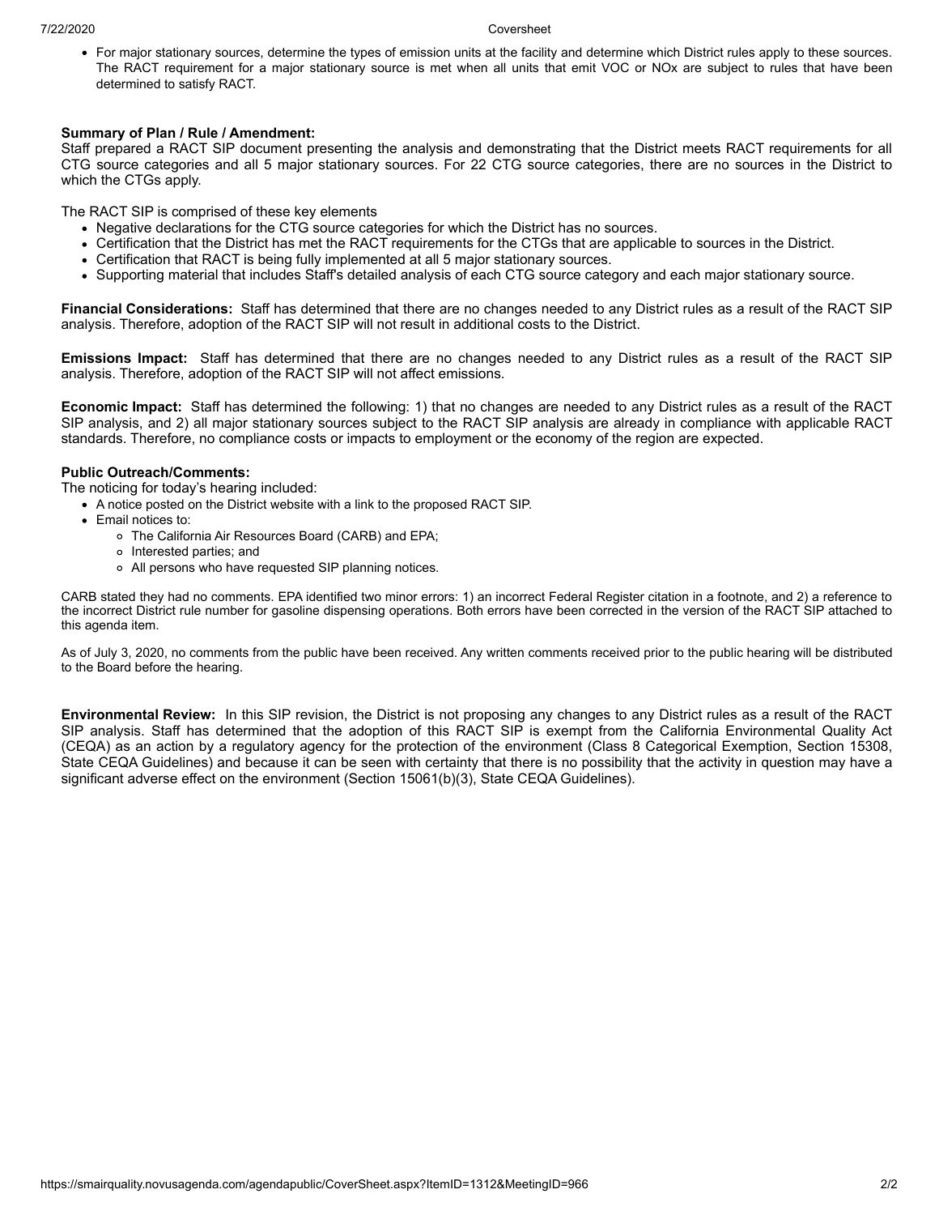- For major stationary sources, determine the types of emission units at the facility and determine which District rules apply to these sources. The RACT requirement for a major stationary source is met when all units that emit VOC or NOx are subject to rules that have been determined to satisfy RACT.

**Summary of Plan / Rule / Amendment:**
Staff prepared a RACT SIP document presenting the analysis and demonstrating that the District meets RACT requirements for all CTG source categories and all 5 major stationary sources. For 22 CTG source categories, there are no sources in the District to which the CTGs apply.

The RACT SIP is comprised of these key elements

- Negative declarations for the CTG source categories for which the District has no sources.
- Certification that the District has met the RACT requirements for the CTGs that are applicable to sources in the District.
- Certification that RACT is being fully implemented at all 5 major stationary sources.
- Supporting material that includes Staff's detailed analysis of each CTG source category and each major stationary source.

**Financial Considerations:** Staff has determined that there are no changes needed to any District rules as a result of the RACT SIP analysis. Therefore, adoption of the RACT SIP will not result in additional costs to the District.

**Emissions Impact:** Staff has determined that there are no changes needed to any District rules as a result of the RACT SIP analysis. Therefore, adoption of the RACT SIP will not affect emissions.

**Economic Impact:** Staff has determined the following: 1) that no changes are needed to any District rules as a result of the RACT SIP analysis, and 2) all major stationary sources subject to the RACT SIP analysis are already in compliance with applicable RACT standards. Therefore, no compliance costs or impacts to employment or the economy of the region are expected.

**Public Outreach/Comments:**
The noticing for today's hearing included:

- A notice posted on the District website with a link to the proposed RACT SIP.
- Email notices to:
  - The California Air Resources Board (CARB) and EPA;
  - Interested parties; and
  - All persons who have requested SIP planning notices.

CARB stated they had no comments. EPA identified two minor errors: 1) an incorrect Federal Register citation in a footnote, and 2) a reference to the incorrect District rule number for gasoline dispensing operations. Both errors have been corrected in the version of the RACT SIP attached to this agenda item.

As of July 3, 2020, no comments from the public have been received. Any written comments received prior to the public hearing will be distributed to the Board before the hearing.

**Environmental Review:** In this SIP revision, the District is not proposing any changes to any District rules as a result of the RACT SIP analysis. Staff has determined that the adoption of this RACT SIP is exempt from the California Environmental Quality Act (CEQA) as an action by a regulatory agency for the protection of the environment (Class 8 Categorical Exemption, Section 15308, State CEQA Guidelines) and because it can be seen with certainty that there is no possibility that the activity in question may have a significant adverse effect on the environment (Section 15061(b)(3), State CEQA Guidelines).